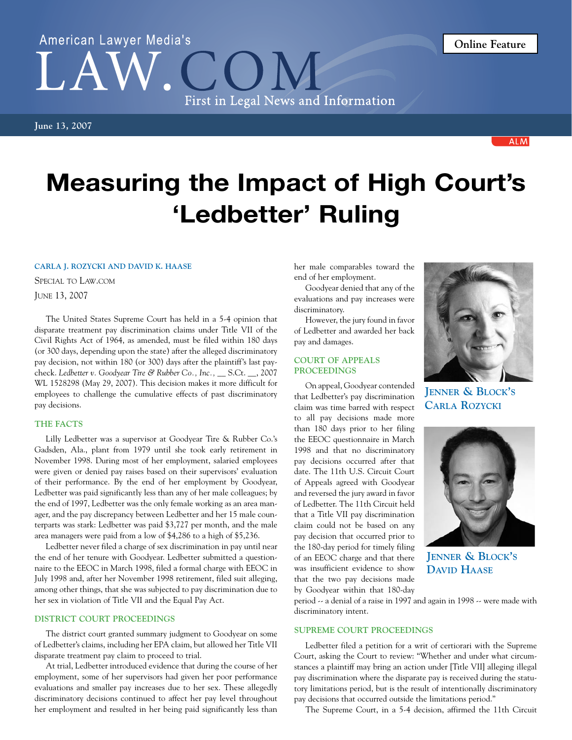American Lawyer Media's LAW.COM — First in Legal News and Information

June 13, 2007

Online Feature

# Measuring the Impact of High Court's 'Ledbetter' Ruling

**CARLA J. ROZYCKI AND DAVID K. HAASE**

SPECIAL TO LAW.COM

JUNE 13, 2007

The United States Supreme Court has held in a 5-4 opinion that disparate treatment pay discrimination claims under Title VII of the Civil Rights Act of 1964, as amended, must be filed within 180 days (or 300 days, depending upon the state) after the alleged discriminatory pay decision, not within 180 (or 300) days after the plaintiff's last paycheck. *Ledbetter v. Goodyear Tire & Rubber Co., Inc.*, __ S.Ct. __, 2007 WL 1528298 (May 29, 2007). This decision makes it more difficult for employees to challenge the cumulative effects of past discriminatory pay decisions.

## THE FACTS

Lilly Ledbetter was a supervisor at Goodyear Tire & Rubber Co.'s Gadsden, Ala., plant from 1979 until she took early retirement in November 1998. During most of her employment, salaried employees were given or denied pay raises based on their supervisors' evaluation of their performance. By the end of her employment by Goodyear, Ledbetter was paid significantly less than any of her male colleagues; by the end of 1997, Ledbetter was the only female working as an area manager, and the pay discrepancy between Ledbetter and her 15 male counterparts was stark: Ledbetter was paid $3,727 per month, and the male area managers were paid from a low of $4,286 to a high of $5,236.

Ledbetter never filed a charge of sex discrimination in pay until near the end of her tenure with Goodyear. Ledbetter submitted a questionnaire to the EEOC in March 1998, filed a formal charge with EEOC in July 1998 and, after her November 1998 retirement, filed suit alleging, among other things, that she was subjected to pay discrimination due to her sex in violation of Title VII and the Equal Pay Act.

## DISTRICT COURT PROCEEDINGS

The district court granted summary judgment to Goodyear on some of Ledbetter's claims, including her EPA claim, but allowed her Title VII disparate treatment pay claim to proceed to trial.

At trial, Ledbetter introduced evidence that during the course of her employment, some of her supervisors had given her poor performance evaluations and smaller pay increases due to her sex. These allegedly discriminatory decisions continued to affect her pay level throughout her employment and resulted in her being paid significantly less than her male comparables toward the end of her employment.

Goodyear denied that any of the evaluations and pay increases were discriminatory.

However, the jury found in favor of Ledbetter and awarded her back pay and damages.

## COURT OF APPEALS PROCEEDINGS

On appeal, Goodyear contended that Ledbetter's pay discrimination claim was time barred with respect to all pay decisions made more than 180 days prior to her filing the EEOC questionnaire in March 1998 and that no discriminatory pay decisions occurred after that date. The 11th U.S. Circuit Court of Appeals agreed with Goodyear and reversed the jury award in favor of Ledbetter. The 11th Circuit held that a Title VII pay discrimination claim could not be based on any pay decision that occurred prior to the 180-day period for timely filing of an EEOC charge and that there was insufficient evidence to show that the two pay decisions made by Goodyear within that 180-day period -- a denial of a raise in 1997 and again in 1998 -- were made with discriminatory intent.

JENNER & BLOCK'S CARLA ROZYCKI

JENNER & BLOCK'S DAVID HAASE

## SUPREME COURT PROCEEDINGS

Ledbetter filed a petition for a writ of certiorari with the Supreme Court, asking the Court to review: "Whether and under what circumstances a plaintiff may bring an action under [Title VII] alleging illegal pay discrimination where the disparate pay is received during the statutory limitations period, but is the result of intentionally discriminatory pay decisions that occurred outside the limitations period."

The Supreme Court, in a 5-4 decision, affirmed the 11th Circuit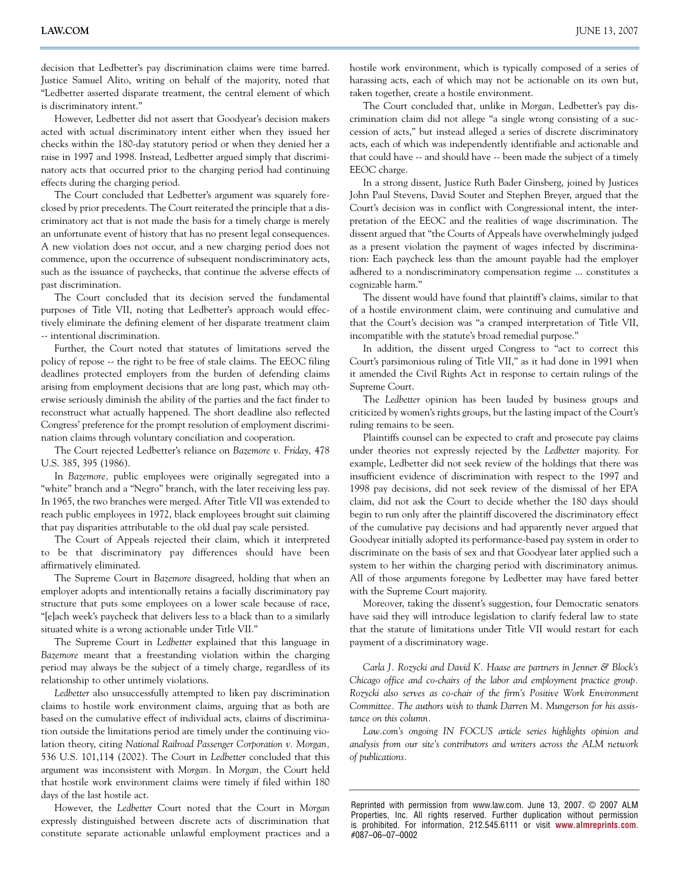decision that Ledbetter's pay discrimination claims were time barred. Justice Samuel Alito, writing on behalf of the majority, noted that "Ledbetter asserted disparate treatment, the central element of which is discriminatory intent."

However, Ledbetter did not assert that Goodyear's decision makers acted with actual discriminatory intent either when they issued her checks within the 180-day statutory period or when they denied her a raise in 1997 and 1998. Instead, Ledbetter argued simply that discriminatory acts that occurred prior to the charging period had continuing effects during the charging period.

The Court concluded that Ledbetter's argument was squarely foreclosed by prior precedents. The Court reiterated the principle that a discriminatory act that is not made the basis for a timely charge is merely an unfortunate event of history that has no present legal consequences. A new violation does not occur, and a new charging period does not commence, upon the occurrence of subsequent nondiscriminatory acts, such as the issuance of paychecks, that continue the adverse effects of past discrimination.

The Court concluded that its decision served the fundamental purposes of Title VII, noting that Ledbetter's approach would effectively eliminate the defining element of her disparate treatment claim -- intentional discrimination.

Further, the Court noted that statutes of limitations served the policy of repose -- the right to be free of stale claims. The EEOC filing deadlines protected employers from the burden of defending claims arising from employment decisions that are long past, which may otherwise seriously diminish the ability of the parties and the fact finder to reconstruct what actually happened. The short deadline also reflected Congress' preference for the prompt resolution of employment discrimination claims through voluntary conciliation and cooperation.

The Court rejected Ledbetter's reliance on *Bazemore v. Friday,* 478 U.S. 385, 395 (1986).

In *Bazemore,* public employees were originally segregated into a "white" branch and a "Negro" branch, with the later receiving less pay. In 1965, the two branches were merged. After Title VII was extended to reach public employees in 1972, black employees brought suit claiming that pay disparities attributable to the old dual pay scale persisted.

The Court of Appeals rejected their claim, which it interpreted to be that discriminatory pay differences should have been affirmatively eliminated.

The Supreme Court in *Bazemore* disagreed, holding that when an employer adopts and intentionally retains a facially discriminatory pay structure that puts some employees on a lower scale because of race, "[e]ach week's paycheck that delivers less to a black than to a similarly situated white is a wrong actionable under Title VII."

The Supreme Court in *Ledbetter* explained that this language in *Bazemore* meant that a freestanding violation within the charging period may always be the subject of a timely charge, regardless of its relationship to other untimely violations.

*Ledbetter* also unsuccessfully attempted to liken pay discrimination claims to hostile work environment claims, arguing that as both are based on the cumulative effect of individual acts, claims of discrimination outside the limitations period are timely under the continuing violation theory, citing *National Railroad Passenger Corporation v. Morgan,* 536 U.S. 101,114 (2002). The Court in *Ledbetter* concluded that this argument was inconsistent with *Morgan.* In *Morgan,* the Court held that hostile work environment claims were timely if filed within 180 days of the last hostile act.

However, the *Ledbetter* Court noted that the Court in *Morgan* expressly distinguished between discrete acts of discrimination that constitute separate actionable unlawful employment practices and a hostile work environment, which is typically composed of a series of harassing acts, each of which may not be actionable on its own but, taken together, create a hostile environment.

The Court concluded that, unlike in *Morgan,* Ledbetter's pay discrimination claim did not allege "a single wrong consisting of a succession of acts," but instead alleged a series of discrete discriminatory acts, each of which was independently identifiable and actionable and that could have -- and should have -- been made the subject of a timely EEOC charge.

In a strong dissent, Justice Ruth Bader Ginsberg, joined by Justices John Paul Stevens, David Souter and Stephen Breyer, argued that the Court's decision was in conflict with Congressional intent, the interpretation of the EEOC and the realities of wage discrimination. The dissent argued that "the Courts of Appeals have overwhelmingly judged as a present violation the payment of wages infected by discrimination: Each paycheck less than the amount payable had the employer adhered to a nondiscriminatory compensation regime ... constitutes a cognizable harm."

The dissent would have found that plaintiff's claims, similar to that of a hostile environment claim, were continuing and cumulative and that the Court's decision was "a cramped interpretation of Title VII, incompatible with the statute's broad remedial purpose."

In addition, the dissent urged Congress to "act to correct this Court's parsimonious ruling of Title VII," as it had done in 1991 when it amended the Civil Rights Act in response to certain rulings of the Supreme Court.

The *Ledbetter* opinion has been lauded by business groups and criticized by women's rights groups, but the lasting impact of the Court's ruling remains to be seen.

Plaintiffs counsel can be expected to craft and prosecute pay claims under theories not expressly rejected by the *Ledbetter* majority. For example, Ledbetter did not seek review of the holdings that there was insufficient evidence of discrimination with respect to the 1997 and 1998 pay decisions, did not seek review of the dismissal of her EPA claim, did not ask the Court to decide whether the 180 days should begin to run only after the plaintiff discovered the discriminatory effect of the cumulative pay decisions and had apparently never argued that Goodyear initially adopted its performance-based pay system in order to discriminate on the basis of sex and that Goodyear later applied such a system to her within the charging period with discriminatory animus. All of those arguments foregone by Ledbetter may have fared better with the Supreme Court majority.

Moreover, taking the dissent's suggestion, four Democratic senators have said they will introduce legislation to clarify federal law to state that the statute of limitations under Title VII would restart for each payment of a discriminatory wage.

*Carla J. Rozycki and David K. Haase are partners in Jenner & Block's Chicago office and co-chairs of the labor and employment practice group. Rozycki also serves as co-chair of the firm's Positive Work Environment Committee. The authors wish to thank Darren M. Mungerson for his assistance on this column.*

*Law.com's ongoing IN FOCUS article series highlights opinion and analysis from our site's contributors and writers across the ALM network of publications.*

Reprinted with permission from www.law.com. June 13, 2007. © 2007 ALM Properties, Inc. All rights reserved. Further duplication without permission is prohibited. For information, 212.545.6111 or visit **www.almreprints.com**. #087–06–07–0002